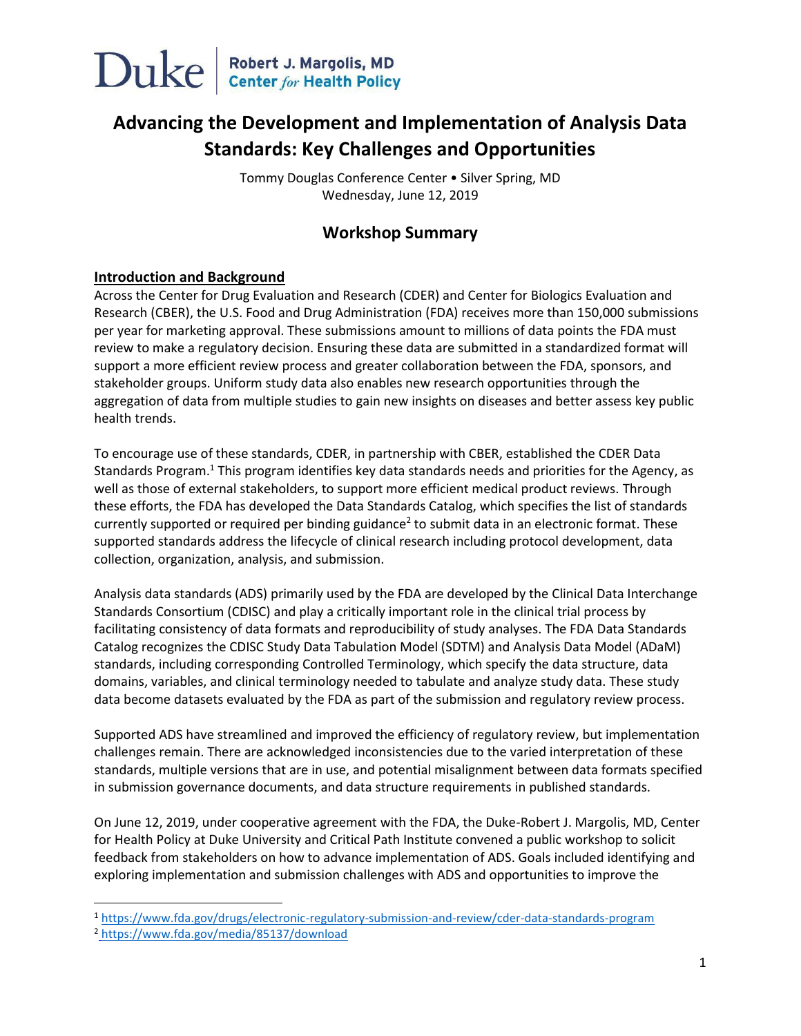Duke | Robert J. Margolis, MD Center *for* Health Policy

# Advancing the Development and Implementation of Analysis Data Standards: Key Challenges and Opportunities

Tommy Douglas Conference Center • Silver Spring, MD
Wednesday, June 12, 2019

## Workshop Summary

### Introduction and Background

Across the Center for Drug Evaluation and Research (CDER) and Center for Biologics Evaluation and Research (CBER), the U.S. Food and Drug Administration (FDA) receives more than 150,000 submissions per year for marketing approval. These submissions amount to millions of data points the FDA must review to make a regulatory decision. Ensuring these data are submitted in a standardized format will support a more efficient review process and greater collaboration between the FDA, sponsors, and stakeholder groups. Uniform study data also enables new research opportunities through the aggregation of data from multiple studies to gain new insights on diseases and better assess key public health trends.

To encourage use of these standards, CDER, in partnership with CBER, established the CDER Data Standards Program.[1] This program identifies key data standards needs and priorities for the Agency, as well as those of external stakeholders, to support more efficient medical product reviews. Through these efforts, the FDA has developed the Data Standards Catalog, which specifies the list of standards currently supported or required per binding guidance[2] to submit data in an electronic format. These supported standards address the lifecycle of clinical research including protocol development, data collection, organization, analysis, and submission.

Analysis data standards (ADS) primarily used by the FDA are developed by the Clinical Data Interchange Standards Consortium (CDISC) and play a critically important role in the clinical trial process by facilitating consistency of data formats and reproducibility of study analyses. The FDA Data Standards Catalog recognizes the CDISC Study Data Tabulation Model (SDTM) and Analysis Data Model (ADaM) standards, including corresponding Controlled Terminology, which specify the data structure, data domains, variables, and clinical terminology needed to tabulate and analyze study data. These study data become datasets evaluated by the FDA as part of the submission and regulatory review process.

Supported ADS have streamlined and improved the efficiency of regulatory review, but implementation challenges remain. There are acknowledged inconsistencies due to the varied interpretation of these standards, multiple versions that are in use, and potential misalignment between data formats specified in submission governance documents, and data structure requirements in published standards.

On June 12, 2019, under cooperative agreement with the FDA, the Duke-Robert J. Margolis, MD, Center for Health Policy at Duke University and Critical Path Institute convened a public workshop to solicit feedback from stakeholders on how to advance implementation of ADS. Goals included identifying and exploring implementation and submission challenges with ADS and opportunities to improve the

---

[1] https://www.fda.gov/drugs/electronic-regulatory-submission-and-review/cder-data-standards-program

[2] https://www.fda.gov/media/85137/download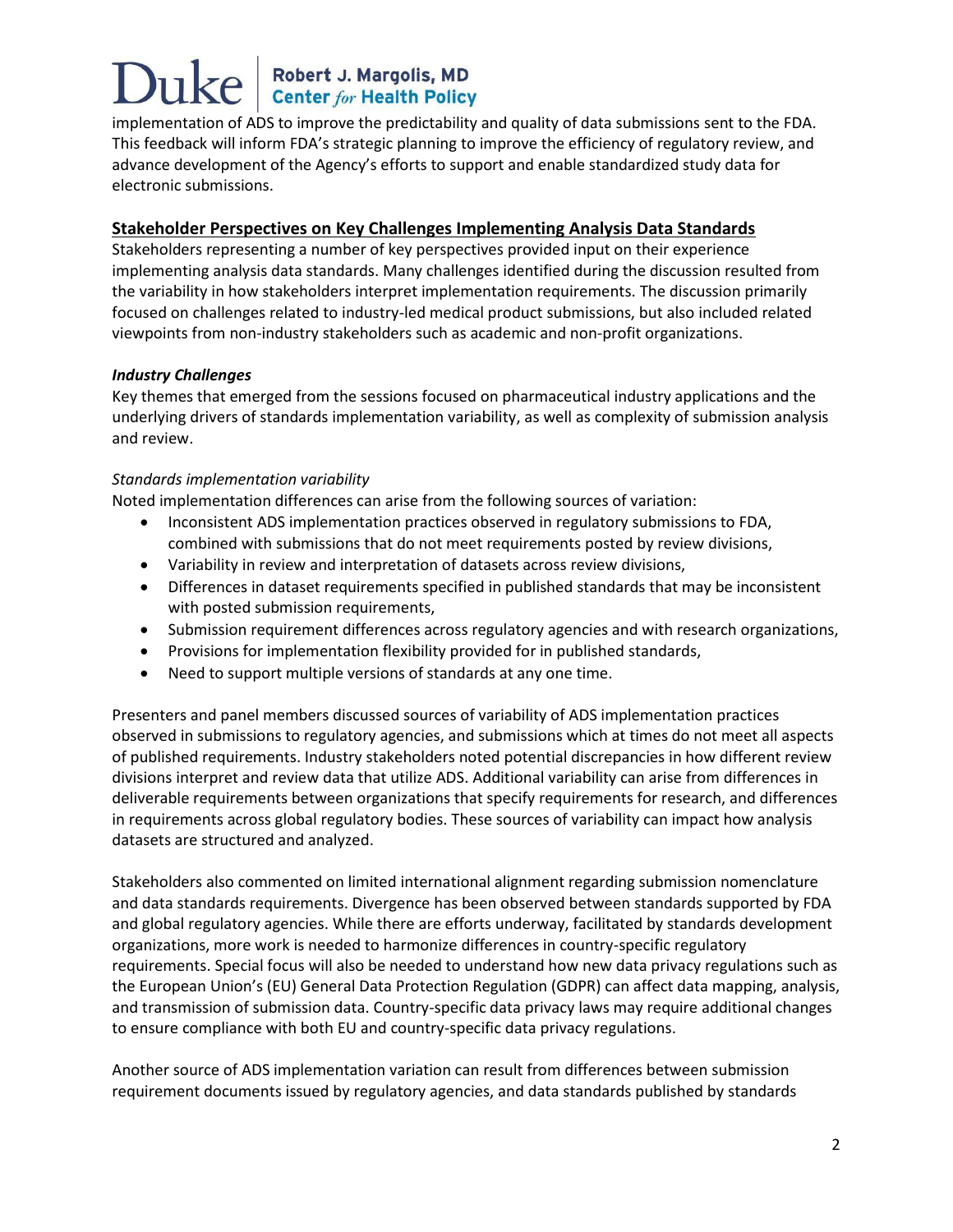implementation of ADS to improve the predictability and quality of data submissions sent to the FDA. This feedback will inform FDA's strategic planning to improve the efficiency of regulatory review, and advance development of the Agency's efforts to support and enable standardized study data for electronic submissions.

## Stakeholder Perspectives on Key Challenges Implementing Analysis Data Standards

Stakeholders representing a number of key perspectives provided input on their experience implementing analysis data standards. Many challenges identified during the discussion resulted from the variability in how stakeholders interpret implementation requirements. The discussion primarily focused on challenges related to industry-led medical product submissions, but also included related viewpoints from non-industry stakeholders such as academic and non-profit organizations.

### *Industry Challenges*

Key themes that emerged from the sessions focused on pharmaceutical industry applications and the underlying drivers of standards implementation variability, as well as complexity of submission analysis and review.

#### *Standards implementation variability*

Noted implementation differences can arise from the following sources of variation:

- Inconsistent ADS implementation practices observed in regulatory submissions to FDA, combined with submissions that do not meet requirements posted by review divisions,
- Variability in review and interpretation of datasets across review divisions,
- Differences in dataset requirements specified in published standards that may be inconsistent with posted submission requirements,
- Submission requirement differences across regulatory agencies and with research organizations,
- Provisions for implementation flexibility provided for in published standards,
- Need to support multiple versions of standards at any one time.

Presenters and panel members discussed sources of variability of ADS implementation practices observed in submissions to regulatory agencies, and submissions which at times do not meet all aspects of published requirements. Industry stakeholders noted potential discrepancies in how different review divisions interpret and review data that utilize ADS. Additional variability can arise from differences in deliverable requirements between organizations that specify requirements for research, and differences in requirements across global regulatory bodies. These sources of variability can impact how analysis datasets are structured and analyzed.

Stakeholders also commented on limited international alignment regarding submission nomenclature and data standards requirements. Divergence has been observed between standards supported by FDA and global regulatory agencies. While there are efforts underway, facilitated by standards development organizations, more work is needed to harmonize differences in country-specific regulatory requirements. Special focus will also be needed to understand how new data privacy regulations such as the European Union's (EU) General Data Protection Regulation (GDPR) can affect data mapping, analysis, and transmission of submission data. Country-specific data privacy laws may require additional changes to ensure compliance with both EU and country-specific data privacy regulations.

Another source of ADS implementation variation can result from differences between submission requirement documents issued by regulatory agencies, and data standards published by standards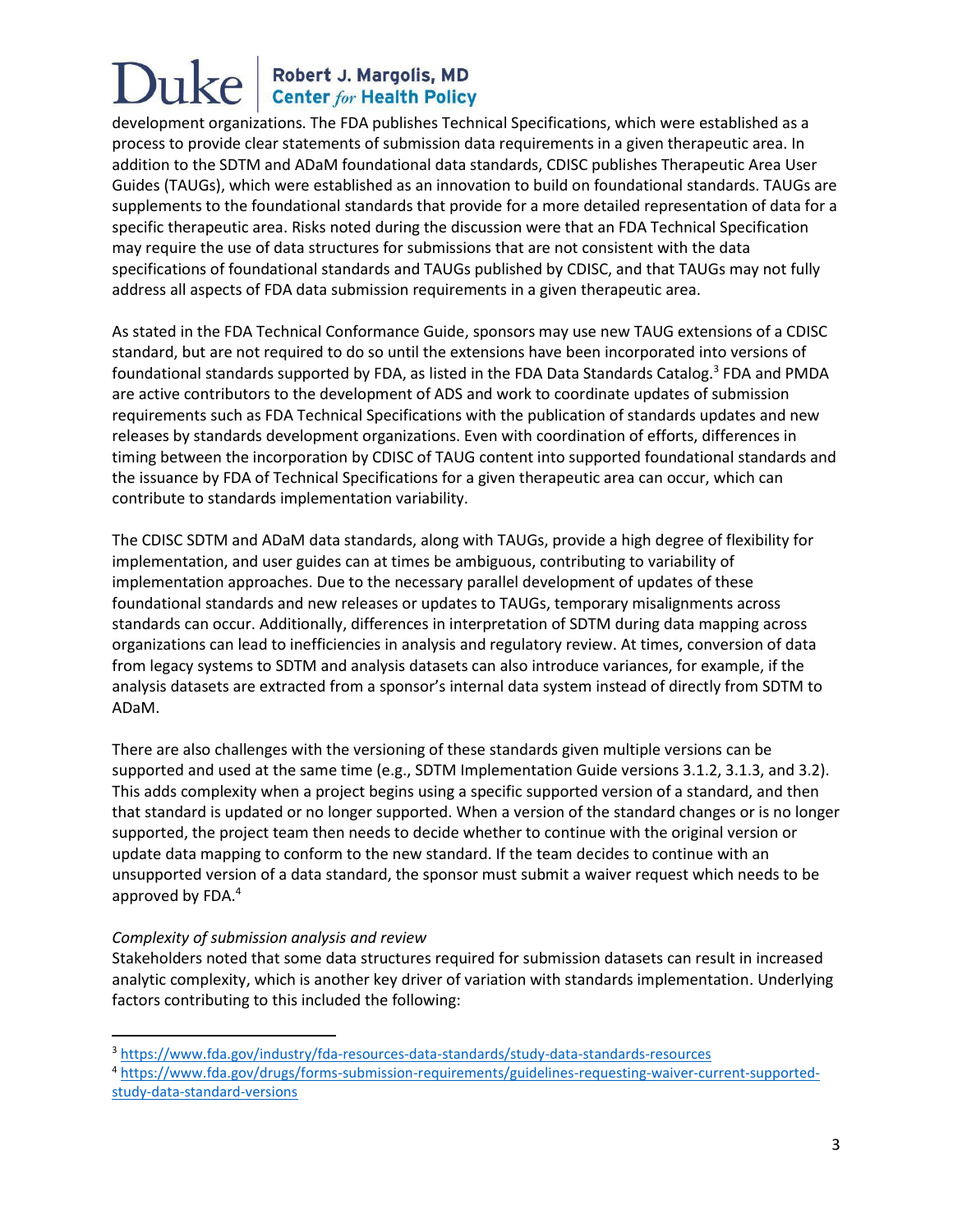development organizations. The FDA publishes Technical Specifications, which were established as a process to provide clear statements of submission data requirements in a given therapeutic area. In addition to the SDTM and ADaM foundational data standards, CDISC publishes Therapeutic Area User Guides (TAUGs), which were established as an innovation to build on foundational standards. TAUGs are supplements to the foundational standards that provide for a more detailed representation of data for a specific therapeutic area. Risks noted during the discussion were that an FDA Technical Specification may require the use of data structures for submissions that are not consistent with the data specifications of foundational standards and TAUGs published by CDISC, and that TAUGs may not fully address all aspects of FDA data submission requirements in a given therapeutic area.

As stated in the FDA Technical Conformance Guide, sponsors may use new TAUG extensions of a CDISC standard, but are not required to do so until the extensions have been incorporated into versions of foundational standards supported by FDA, as listed in the FDA Data Standards Catalog.[3] FDA and PMDA are active contributors to the development of ADS and work to coordinate updates of submission requirements such as FDA Technical Specifications with the publication of standards updates and new releases by standards development organizations. Even with coordination of efforts, differences in timing between the incorporation by CDISC of TAUG content into supported foundational standards and the issuance by FDA of Technical Specifications for a given therapeutic area can occur, which can contribute to standards implementation variability.

The CDISC SDTM and ADaM data standards, along with TAUGs, provide a high degree of flexibility for implementation, and user guides can at times be ambiguous, contributing to variability of implementation approaches. Due to the necessary parallel development of updates of these foundational standards and new releases or updates to TAUGs, temporary misalignments across standards can occur. Additionally, differences in interpretation of SDTM during data mapping across organizations can lead to inefficiencies in analysis and regulatory review. At times, conversion of data from legacy systems to SDTM and analysis datasets can also introduce variances, for example, if the analysis datasets are extracted from a sponsor's internal data system instead of directly from SDTM to ADaM.

There are also challenges with the versioning of these standards given multiple versions can be supported and used at the same time (e.g., SDTM Implementation Guide versions 3.1.2, 3.1.3, and 3.2). This adds complexity when a project begins using a specific supported version of a standard, and then that standard is updated or no longer supported. When a version of the standard changes or is no longer supported, the project team then needs to decide whether to continue with the original version or update data mapping to conform to the new standard. If the team decides to continue with an unsupported version of a data standard, the sponsor must submit a waiver request which needs to be approved by FDA.[4]

*Complexity of submission analysis and review*

Stakeholders noted that some data structures required for submission datasets can result in increased analytic complexity, which is another key driver of variation with standards implementation. Underlying factors contributing to this included the following:

[3] https://www.fda.gov/industry/fda-resources-data-standards/study-data-standards-resources

[4] https://www.fda.gov/drugs/forms-submission-requirements/guidelines-requesting-waiver-current-supported-study-data-standard-versions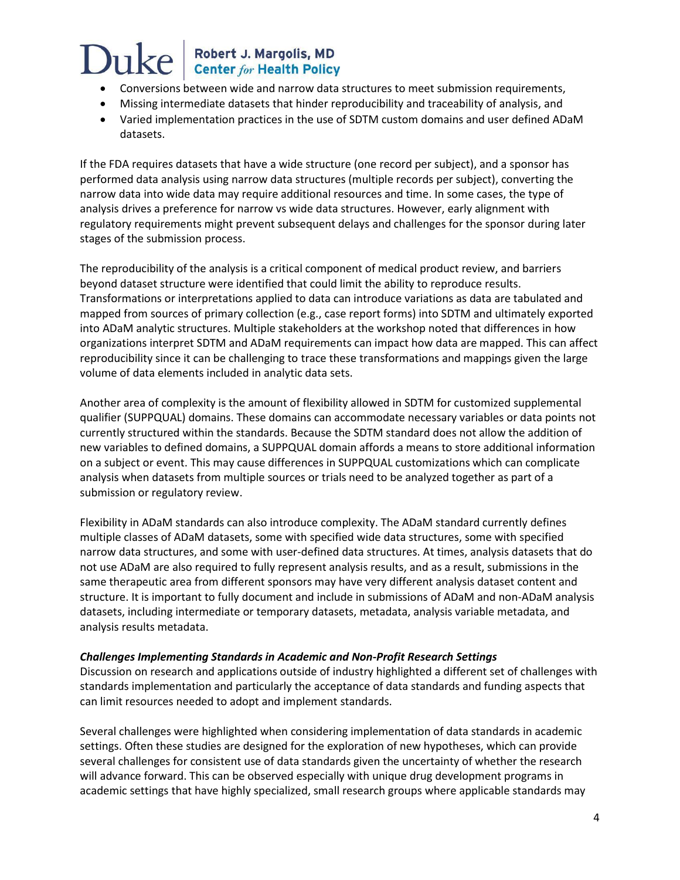- Conversions between wide and narrow data structures to meet submission requirements,
- Missing intermediate datasets that hinder reproducibility and traceability of analysis, and
- Varied implementation practices in the use of SDTM custom domains and user defined ADaM datasets.

If the FDA requires datasets that have a wide structure (one record per subject), and a sponsor has performed data analysis using narrow data structures (multiple records per subject), converting the narrow data into wide data may require additional resources and time. In some cases, the type of analysis drives a preference for narrow vs wide data structures. However, early alignment with regulatory requirements might prevent subsequent delays and challenges for the sponsor during later stages of the submission process.

The reproducibility of the analysis is a critical component of medical product review, and barriers beyond dataset structure were identified that could limit the ability to reproduce results. Transformations or interpretations applied to data can introduce variations as data are tabulated and mapped from sources of primary collection (e.g., case report forms) into SDTM and ultimately exported into ADaM analytic structures. Multiple stakeholders at the workshop noted that differences in how organizations interpret SDTM and ADaM requirements can impact how data are mapped. This can affect reproducibility since it can be challenging to trace these transformations and mappings given the large volume of data elements included in analytic data sets.

Another area of complexity is the amount of flexibility allowed in SDTM for customized supplemental qualifier (SUPPQUAL) domains. These domains can accommodate necessary variables or data points not currently structured within the standards. Because the SDTM standard does not allow the addition of new variables to defined domains, a SUPPQUAL domain affords a means to store additional information on a subject or event. This may cause differences in SUPPQUAL customizations which can complicate analysis when datasets from multiple sources or trials need to be analyzed together as part of a submission or regulatory review.

Flexibility in ADaM standards can also introduce complexity. The ADaM standard currently defines multiple classes of ADaM datasets, some with specified wide data structures, some with specified narrow data structures, and some with user-defined data structures. At times, analysis datasets that do not use ADaM are also required to fully represent analysis results, and as a result, submissions in the same therapeutic area from different sponsors may have very different analysis dataset content and structure. It is important to fully document and include in submissions of ADaM and non-ADaM analysis datasets, including intermediate or temporary datasets, metadata, analysis variable metadata, and analysis results metadata.

***Challenges Implementing Standards in Academic and Non-Profit Research Settings***

Discussion on research and applications outside of industry highlighted a different set of challenges with standards implementation and particularly the acceptance of data standards and funding aspects that can limit resources needed to adopt and implement standards.

Several challenges were highlighted when considering implementation of data standards in academic settings. Often these studies are designed for the exploration of new hypotheses, which can provide several challenges for consistent use of data standards given the uncertainty of whether the research will advance forward. This can be observed especially with unique drug development programs in academic settings that have highly specialized, small research groups where applicable standards may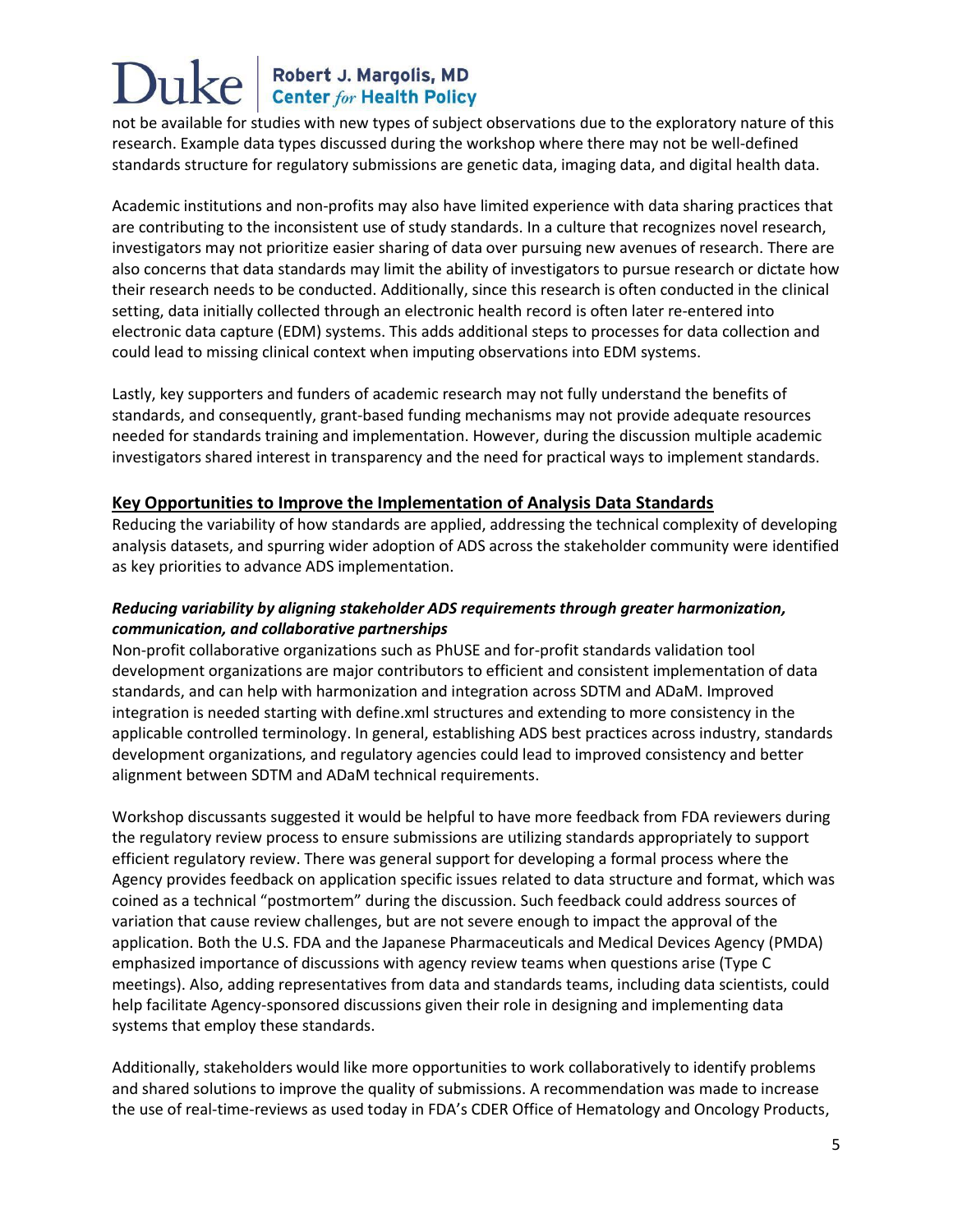not be available for studies with new types of subject observations due to the exploratory nature of this research. Example data types discussed during the workshop where there may not be well-defined standards structure for regulatory submissions are genetic data, imaging data, and digital health data.

Academic institutions and non-profits may also have limited experience with data sharing practices that are contributing to the inconsistent use of study standards. In a culture that recognizes novel research, investigators may not prioritize easier sharing of data over pursuing new avenues of research. There are also concerns that data standards may limit the ability of investigators to pursue research or dictate how their research needs to be conducted. Additionally, since this research is often conducted in the clinical setting, data initially collected through an electronic health record is often later re-entered into electronic data capture (EDM) systems. This adds additional steps to processes for data collection and could lead to missing clinical context when imputing observations into EDM systems.

Lastly, key supporters and funders of academic research may not fully understand the benefits of standards, and consequently, grant-based funding mechanisms may not provide adequate resources needed for standards training and implementation. However, during the discussion multiple academic investigators shared interest in transparency and the need for practical ways to implement standards.

## Key Opportunities to Improve the Implementation of Analysis Data Standards

Reducing the variability of how standards are applied, addressing the technical complexity of developing analysis datasets, and spurring wider adoption of ADS across the stakeholder community were identified as key priorities to advance ADS implementation.

### *Reducing variability by aligning stakeholder ADS requirements through greater harmonization, communication, and collaborative partnerships*

Non-profit collaborative organizations such as PhUSE and for-profit standards validation tool development organizations are major contributors to efficient and consistent implementation of data standards, and can help with harmonization and integration across SDTM and ADaM. Improved integration is needed starting with define.xml structures and extending to more consistency in the applicable controlled terminology. In general, establishing ADS best practices across industry, standards development organizations, and regulatory agencies could lead to improved consistency and better alignment between SDTM and ADaM technical requirements.

Workshop discussants suggested it would be helpful to have more feedback from FDA reviewers during the regulatory review process to ensure submissions are utilizing standards appropriately to support efficient regulatory review. There was general support for developing a formal process where the Agency provides feedback on application specific issues related to data structure and format, which was coined as a technical "postmortem" during the discussion. Such feedback could address sources of variation that cause review challenges, but are not severe enough to impact the approval of the application. Both the U.S. FDA and the Japanese Pharmaceuticals and Medical Devices Agency (PMDA) emphasized importance of discussions with agency review teams when questions arise (Type C meetings). Also, adding representatives from data and standards teams, including data scientists, could help facilitate Agency-sponsored discussions given their role in designing and implementing data systems that employ these standards.

Additionally, stakeholders would like more opportunities to work collaboratively to identify problems and shared solutions to improve the quality of submissions. A recommendation was made to increase the use of real-time-reviews as used today in FDA's CDER Office of Hematology and Oncology Products,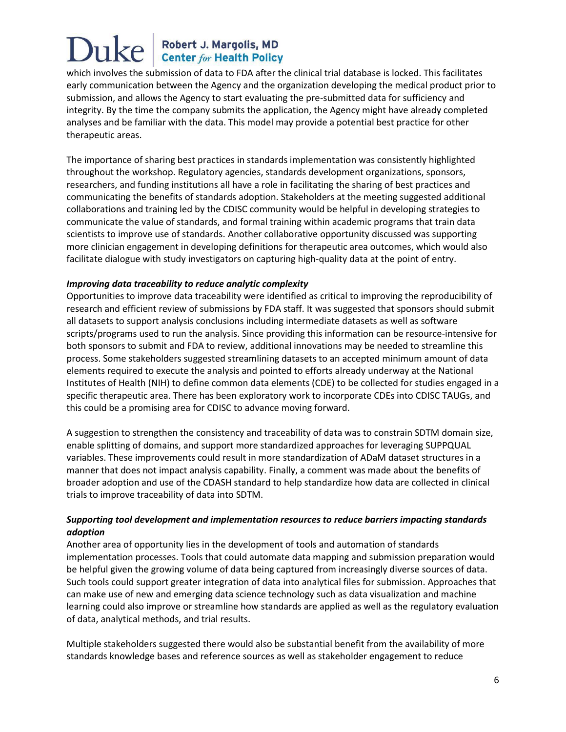which involves the submission of data to FDA after the clinical trial database is locked. This facilitates early communication between the Agency and the organization developing the medical product prior to submission, and allows the Agency to start evaluating the pre-submitted data for sufficiency and integrity. By the time the company submits the application, the Agency might have already completed analyses and be familiar with the data. This model may provide a potential best practice for other therapeutic areas.

The importance of sharing best practices in standards implementation was consistently highlighted throughout the workshop. Regulatory agencies, standards development organizations, sponsors, researchers, and funding institutions all have a role in facilitating the sharing of best practices and communicating the benefits of standards adoption. Stakeholders at the meeting suggested additional collaborations and training led by the CDISC community would be helpful in developing strategies to communicate the value of standards, and formal training within academic programs that train data scientists to improve use of standards. Another collaborative opportunity discussed was supporting more clinician engagement in developing definitions for therapeutic area outcomes, which would also facilitate dialogue with study investigators on capturing high-quality data at the point of entry.

***Improving data traceability to reduce analytic complexity***

Opportunities to improve data traceability were identified as critical to improving the reproducibility of research and efficient review of submissions by FDA staff. It was suggested that sponsors should submit all datasets to support analysis conclusions including intermediate datasets as well as software scripts/programs used to run the analysis. Since providing this information can be resource-intensive for both sponsors to submit and FDA to review, additional innovations may be needed to streamline this process. Some stakeholders suggested streamlining datasets to an accepted minimum amount of data elements required to execute the analysis and pointed to efforts already underway at the National Institutes of Health (NIH) to define common data elements (CDE) to be collected for studies engaged in a specific therapeutic area. There has been exploratory work to incorporate CDEs into CDISC TAUGs, and this could be a promising area for CDISC to advance moving forward.

A suggestion to strengthen the consistency and traceability of data was to constrain SDTM domain size, enable splitting of domains, and support more standardized approaches for leveraging SUPPQUAL variables. These improvements could result in more standardization of ADaM dataset structures in a manner that does not impact analysis capability. Finally, a comment was made about the benefits of broader adoption and use of the CDASH standard to help standardize how data are collected in clinical trials to improve traceability of data into SDTM.

***Supporting tool development and implementation resources to reduce barriers impacting standards adoption***

Another area of opportunity lies in the development of tools and automation of standards implementation processes. Tools that could automate data mapping and submission preparation would be helpful given the growing volume of data being captured from increasingly diverse sources of data. Such tools could support greater integration of data into analytical files for submission. Approaches that can make use of new and emerging data science technology such as data visualization and machine learning could also improve or streamline how standards are applied as well as the regulatory evaluation of data, analytical methods, and trial results.

Multiple stakeholders suggested there would also be substantial benefit from the availability of more standards knowledge bases and reference sources as well as stakeholder engagement to reduce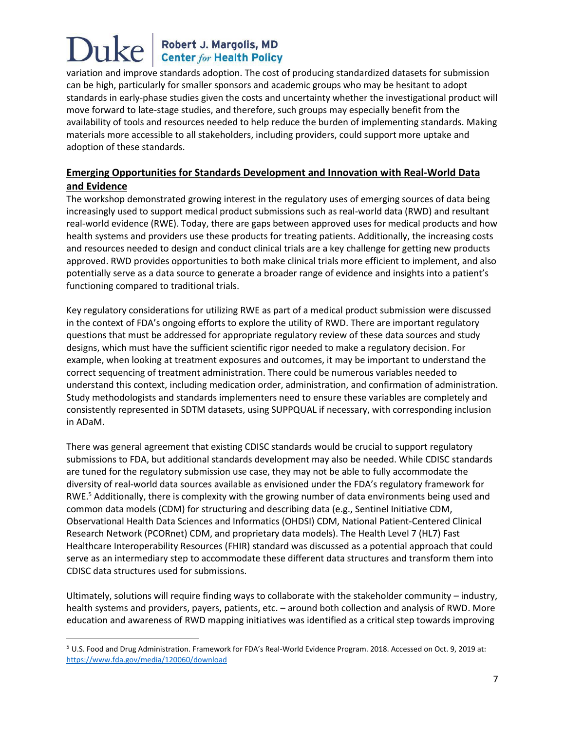variation and improve standards adoption. The cost of producing standardized datasets for submission can be high, particularly for smaller sponsors and academic groups who may be hesitant to adopt standards in early-phase studies given the costs and uncertainty whether the investigational product will move forward to late-stage studies, and therefore, such groups may especially benefit from the availability of tools and resources needed to help reduce the burden of implementing standards. Making materials more accessible to all stakeholders, including providers, could support more uptake and adoption of these standards.

## Emerging Opportunities for Standards Development and Innovation with Real-World Data and Evidence

The workshop demonstrated growing interest in the regulatory uses of emerging sources of data being increasingly used to support medical product submissions such as real-world data (RWD) and resultant real-world evidence (RWE). Today, there are gaps between approved uses for medical products and how health systems and providers use these products for treating patients. Additionally, the increasing costs and resources needed to design and conduct clinical trials are a key challenge for getting new products approved. RWD provides opportunities to both make clinical trials more efficient to implement, and also potentially serve as a data source to generate a broader range of evidence and insights into a patient's functioning compared to traditional trials.

Key regulatory considerations for utilizing RWE as part of a medical product submission were discussed in the context of FDA's ongoing efforts to explore the utility of RWD. There are important regulatory questions that must be addressed for appropriate regulatory review of these data sources and study designs, which must have the sufficient scientific rigor needed to make a regulatory decision. For example, when looking at treatment exposures and outcomes, it may be important to understand the correct sequencing of treatment administration. There could be numerous variables needed to understand this context, including medication order, administration, and confirmation of administration. Study methodologists and standards implementers need to ensure these variables are completely and consistently represented in SDTM datasets, using SUPPQUAL if necessary, with corresponding inclusion in ADaM.

There was general agreement that existing CDISC standards would be crucial to support regulatory submissions to FDA, but additional standards development may also be needed. While CDISC standards are tuned for the regulatory submission use case, they may not be able to fully accommodate the diversity of real-world data sources available as envisioned under the FDA's regulatory framework for RWE.[5] Additionally, there is complexity with the growing number of data environments being used and common data models (CDM) for structuring and describing data (e.g., Sentinel Initiative CDM, Observational Health Data Sciences and Informatics (OHDSI) CDM, National Patient-Centered Clinical Research Network (PCORnet) CDM, and proprietary data models). The Health Level 7 (HL7) Fast Healthcare Interoperability Resources (FHIR) standard was discussed as a potential approach that could serve as an intermediary step to accommodate these different data structures and transform them into CDISC data structures used for submissions.

Ultimately, solutions will require finding ways to collaborate with the stakeholder community – industry, health systems and providers, payers, patients, etc. – around both collection and analysis of RWD. More education and awareness of RWD mapping initiatives was identified as a critical step towards improving

---

[5] U.S. Food and Drug Administration. Framework for FDA's Real-World Evidence Program. 2018. Accessed on Oct. 9, 2019 at: https://www.fda.gov/media/120060/download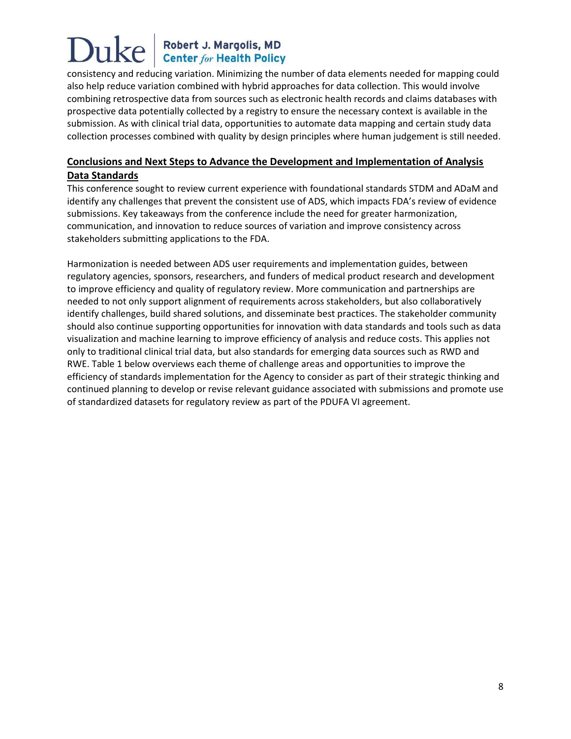consistency and reducing variation. Minimizing the number of data elements needed for mapping could also help reduce variation combined with hybrid approaches for data collection. This would involve combining retrospective data from sources such as electronic health records and claims databases with prospective data potentially collected by a registry to ensure the necessary context is available in the submission. As with clinical trial data, opportunities to automate data mapping and certain study data collection processes combined with quality by design principles where human judgement is still needed.

## Conclusions and Next Steps to Advance the Development and Implementation of Analysis Data Standards

This conference sought to review current experience with foundational standards STDM and ADaM and identify any challenges that prevent the consistent use of ADS, which impacts FDA's review of evidence submissions. Key takeaways from the conference include the need for greater harmonization, communication, and innovation to reduce sources of variation and improve consistency across stakeholders submitting applications to the FDA.

Harmonization is needed between ADS user requirements and implementation guides, between regulatory agencies, sponsors, researchers, and funders of medical product research and development to improve efficiency and quality of regulatory review. More communication and partnerships are needed to not only support alignment of requirements across stakeholders, but also collaboratively identify challenges, build shared solutions, and disseminate best practices. The stakeholder community should also continue supporting opportunities for innovation with data standards and tools such as data visualization and machine learning to improve efficiency of analysis and reduce costs. This applies not only to traditional clinical trial data, but also standards for emerging data sources such as RWD and RWE. Table 1 below overviews each theme of challenge areas and opportunities to improve the efficiency of standards implementation for the Agency to consider as part of their strategic thinking and continued planning to develop or revise relevant guidance associated with submissions and promote use of standardized datasets for regulatory review as part of the PDUFA VI agreement.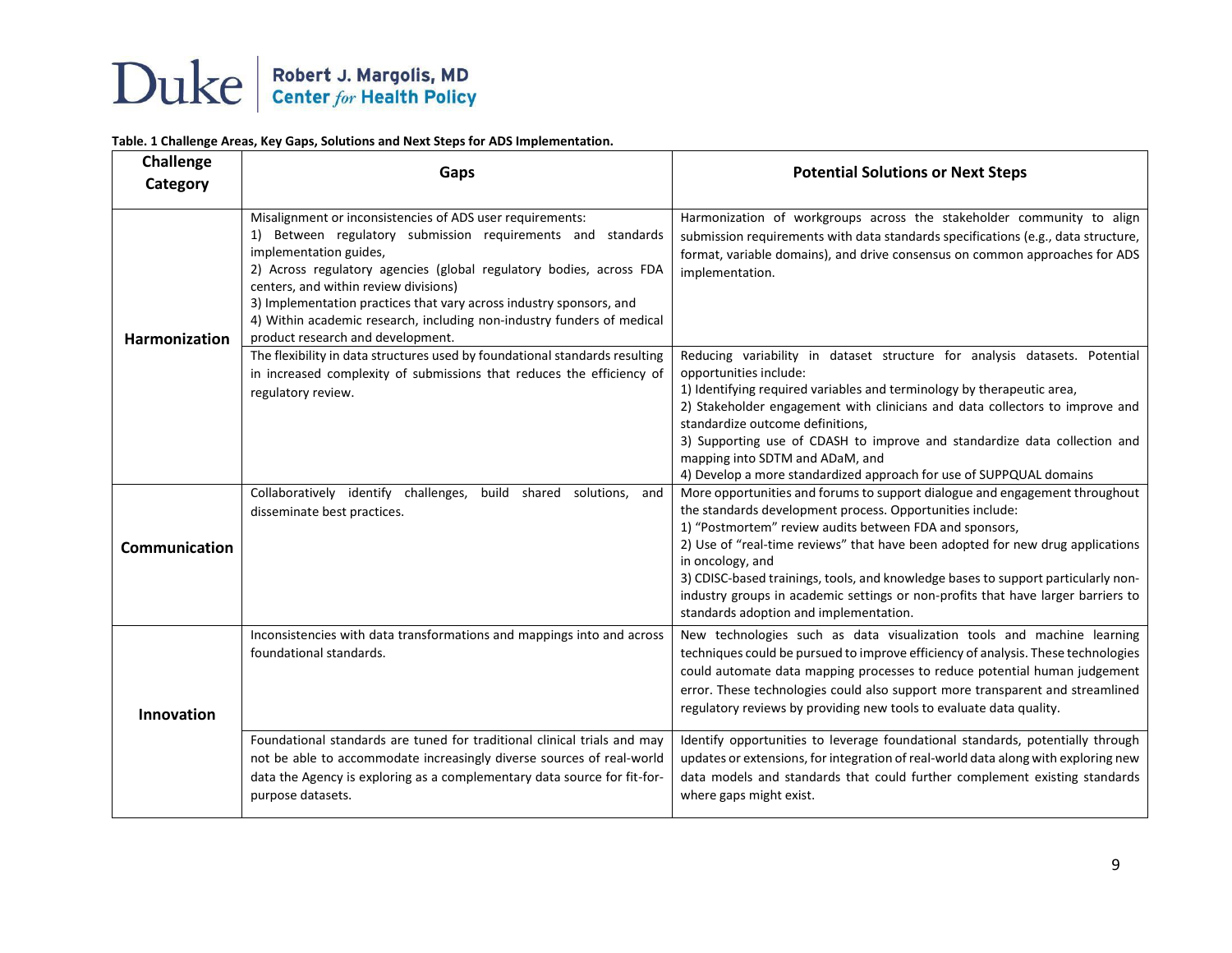**Table. 1 Challenge Areas, Key Gaps, Solutions and Next Steps for ADS Implementation.**

| Challenge Category | Gaps | Potential Solutions or Next Steps |
|---|---|---|
| Harmonization | Misalignment or inconsistencies of ADS user requirements:<br>1) Between regulatory submission requirements and standards implementation guides,<br>2) Across regulatory agencies (global regulatory bodies, across FDA centers, and within review divisions)<br>3) Implementation practices that vary across industry sponsors, and<br>4) Within academic research, including non-industry funders of medical product research and development. | Harmonization of workgroups across the stakeholder community to align submission requirements with data standards specifications (e.g., data structure, format, variable domains), and drive consensus on common approaches for ADS implementation. |
| | The flexibility in data structures used by foundational standards resulting in increased complexity of submissions that reduces the efficiency of regulatory review. | Reducing variability in dataset structure for analysis datasets. Potential opportunities include:<br>1) Identifying required variables and terminology by therapeutic area,<br>2) Stakeholder engagement with clinicians and data collectors to improve and standardize outcome definitions,<br>3) Supporting use of CDASH to improve and standardize data collection and mapping into SDTM and ADaM, and<br>4) Develop a more standardized approach for use of SUPPQUAL domains |
| Communication | Collaboratively identify challenges, build shared solutions, and disseminate best practices. | More opportunities and forums to support dialogue and engagement throughout the standards development process. Opportunities include:<br>1) "Postmortem" review audits between FDA and sponsors,<br>2) Use of "real-time reviews" that have been adopted for new drug applications in oncology, and<br>3) CDISC-based trainings, tools, and knowledge bases to support particularly non-industry groups in academic settings or non-profits that have larger barriers to standards adoption and implementation. |
| Innovation | Inconsistencies with data transformations and mappings into and across foundational standards. | New technologies such as data visualization tools and machine learning techniques could be pursued to improve efficiency of analysis. These technologies could automate data mapping processes to reduce potential human judgement error. These technologies could also support more transparent and streamlined regulatory reviews by providing new tools to evaluate data quality. |
| | Foundational standards are tuned for traditional clinical trials and may not be able to accommodate increasingly diverse sources of real-world data the Agency is exploring as a complementary data source for fit-for-purpose datasets. | Identify opportunities to leverage foundational standards, potentially through updates or extensions, for integration of real-world data along with exploring new data models and standards that could further complement existing standards where gaps might exist. |